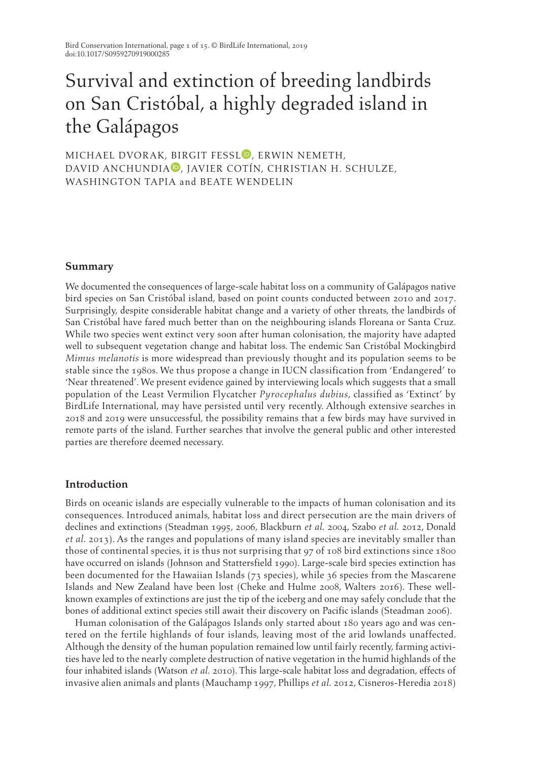# Survival and extinction of breeding landbirds on San Cristóbal, a highly degraded island in the Galápagos

MICHAEL DVORAK, BIRGIT FESSL, ERWIN NEMETH, DAVID ANCHUNDIA, JAVIER COTÍN, CHRISTIAN H. SCHULZE, WASHINGTON TAPIA and BEATE WENDELIN

## Summary

We documented the consequences of large-scale habitat loss on a community of Galápagos native bird species on San Cristóbal island, based on point counts conducted between 2010 and 2017. Surprisingly, despite considerable habitat change and a variety of other threats, the landbirds of San Cristóbal have fared much better than on the neighbouring islands Floreana or Santa Cruz. While two species went extinct very soon after human colonisation, the majority have adapted well to subsequent vegetation change and habitat loss. The endemic San Cristóbal Mockingbird *Mimus melanotis* is more widespread than previously thought and its population seems to be stable since the 1980s. We thus propose a change in IUCN classification from 'Endangered' to 'Near threatened'. We present evidence gained by interviewing locals which suggests that a small population of the Least Vermilion Flycatcher *Pyrocephalus dubius*, classified as 'Extinct' by BirdLife International, may have persisted until very recently. Although extensive searches in 2018 and 2019 were unsuccessful, the possibility remains that a few birds may have survived in remote parts of the island. Further searches that involve the general public and other interested parties are therefore deemed necessary.

## Introduction

Birds on oceanic islands are especially vulnerable to the impacts of human colonisation and its consequences. Introduced animals, habitat loss and direct persecution are the main drivers of declines and extinctions (Steadman 1995, 2006, Blackburn *et al.* 2004, Szabo *et al.* 2012, Donald *et al.* 2013). As the ranges and populations of many island species are inevitably smaller than those of continental species, it is thus not surprising that 97 of 108 bird extinctions since 1800 have occurred on islands (Johnson and Stattersfield 1990). Large-scale bird species extinction has been documented for the Hawaiian Islands (73 species), while 36 species from the Mascarene Islands and New Zealand have been lost (Cheke and Hulme 2008, Walters 2016). These well-known examples of extinctions are just the tip of the iceberg and one may safely conclude that the bones of additional extinct species still await their discovery on Pacific islands (Steadman 2006).

Human colonisation of the Galápagos Islands only started about 180 years ago and was centered on the fertile highlands of four islands, leaving most of the arid lowlands unaffected. Although the density of the human population remained low until fairly recently, farming activities have led to the nearly complete destruction of native vegetation in the humid highlands of the four inhabited islands (Watson *et al.* 2010). This large-scale habitat loss and degradation, effects of invasive alien animals and plants (Mauchamp 1997, Phillips *et al.* 2012, Cisneros-Heredia 2018)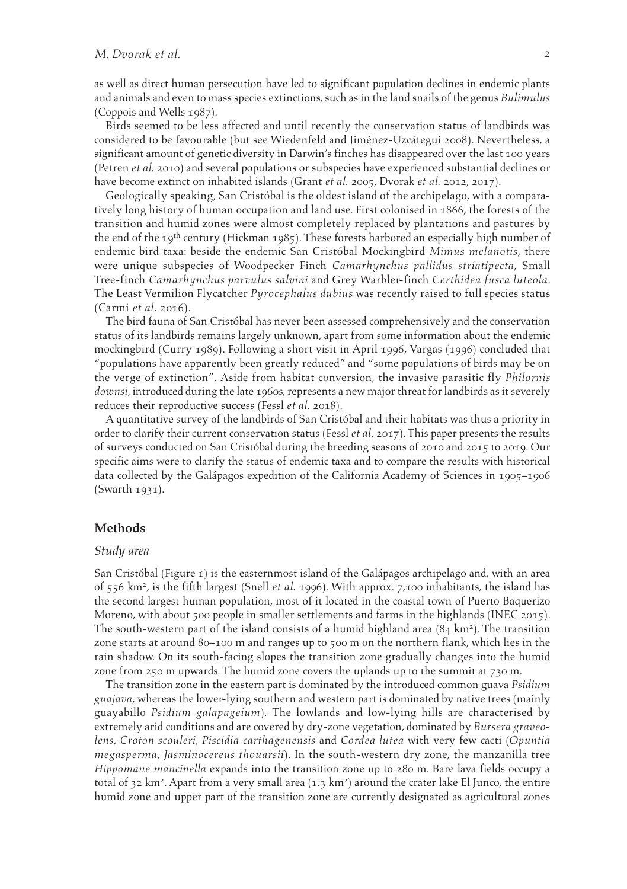as well as direct human persecution have led to significant population declines in endemic plants and animals and even to mass species extinctions, such as in the land snails of the genus *Bulimulus* (Coppois and Wells 1987).

Birds seemed to be less affected and until recently the conservation status of landbirds was considered to be favourable (but see Wiedenfeld and Jiménez-Uzcátegui 2008). Nevertheless, a significant amount of genetic diversity in Darwin's finches has disappeared over the last 100 years (Petren *et al.* 2010) and several populations or subspecies have experienced substantial declines or have become extinct on inhabited islands (Grant *et al.* 2005, Dvorak *et al.* 2012, 2017).

Geologically speaking, San Cristóbal is the oldest island of the archipelago, with a comparatively long history of human occupation and land use. First colonised in 1866, the forests of the transition and humid zones were almost completely replaced by plantations and pastures by the end of the 19th century (Hickman 1985). These forests harbored an especially high number of endemic bird taxa: beside the endemic San Cristóbal Mockingbird *Mimus melanotis*, there were unique subspecies of Woodpecker Finch *Camarhynchus pallidus striatipecta*, Small Tree-finch *Camarhynchus parvulus salvini* and Grey Warbler-finch *Certhidea fusca luteola*. The Least Vermilion Flycatcher *Pyrocephalus dubius* was recently raised to full species status (Carmi *et al.* 2016).

The bird fauna of San Cristóbal has never been assessed comprehensively and the conservation status of its landbirds remains largely unknown, apart from some information about the endemic mockingbird (Curry 1989). Following a short visit in April 1996, Vargas (1996) concluded that "populations have apparently been greatly reduced" and "some populations of birds may be on the verge of extinction". Aside from habitat conversion, the invasive parasitic fly *Philornis downsi*, introduced during the late 1960s, represents a new major threat for landbirds as it severely reduces their reproductive success (Fessl *et al.* 2018).

A quantitative survey of the landbirds of San Cristóbal and their habitats was thus a priority in order to clarify their current conservation status (Fessl *et al.* 2017). This paper presents the results of surveys conducted on San Cristóbal during the breeding seasons of 2010 and 2015 to 2019. Our specific aims were to clarify the status of endemic taxa and to compare the results with historical data collected by the Galápagos expedition of the California Academy of Sciences in 1905–1906 (Swarth 1931).

## Methods

### *Study area*

San Cristóbal (Figure 1) is the easternmost island of the Galápagos archipelago and, with an area of 556 km$^2$, is the fifth largest (Snell *et al.* 1996). With approx. 7,100 inhabitants, the island has the second largest human population, most of it located in the coastal town of Puerto Baquerizo Moreno, with about 500 people in smaller settlements and farms in the highlands (INEC 2015). The south-western part of the island consists of a humid highland area (84 km$^2$). The transition zone starts at around 80–100 m and ranges up to 500 m on the northern flank, which lies in the rain shadow. On its south-facing slopes the transition zone gradually changes into the humid zone from 250 m upwards. The humid zone covers the uplands up to the summit at 730 m.

The transition zone in the eastern part is dominated by the introduced common guava *Psidium guajava*, whereas the lower-lying southern and western part is dominated by native trees (mainly guayabillo *Psidium galapageium*). The lowlands and low-lying hills are characterised by extremely arid conditions and are covered by dry-zone vegetation, dominated by *Bursera graveolens*, *Croton scouleri*, *Piscidia carthagenensis* and *Cordea lutea* with very few cacti (*Opuntia megasperma*, *Jasminocereus thouarsii*). In the south-western dry zone, the manzanilla tree *Hippomane mancinella* expands into the transition zone up to 280 m. Bare lava fields occupy a total of 32 km$^2$. Apart from a very small area (1.3 km$^2$) around the crater lake El Junco, the entire humid zone and upper part of the transition zone are currently designated as agricultural zones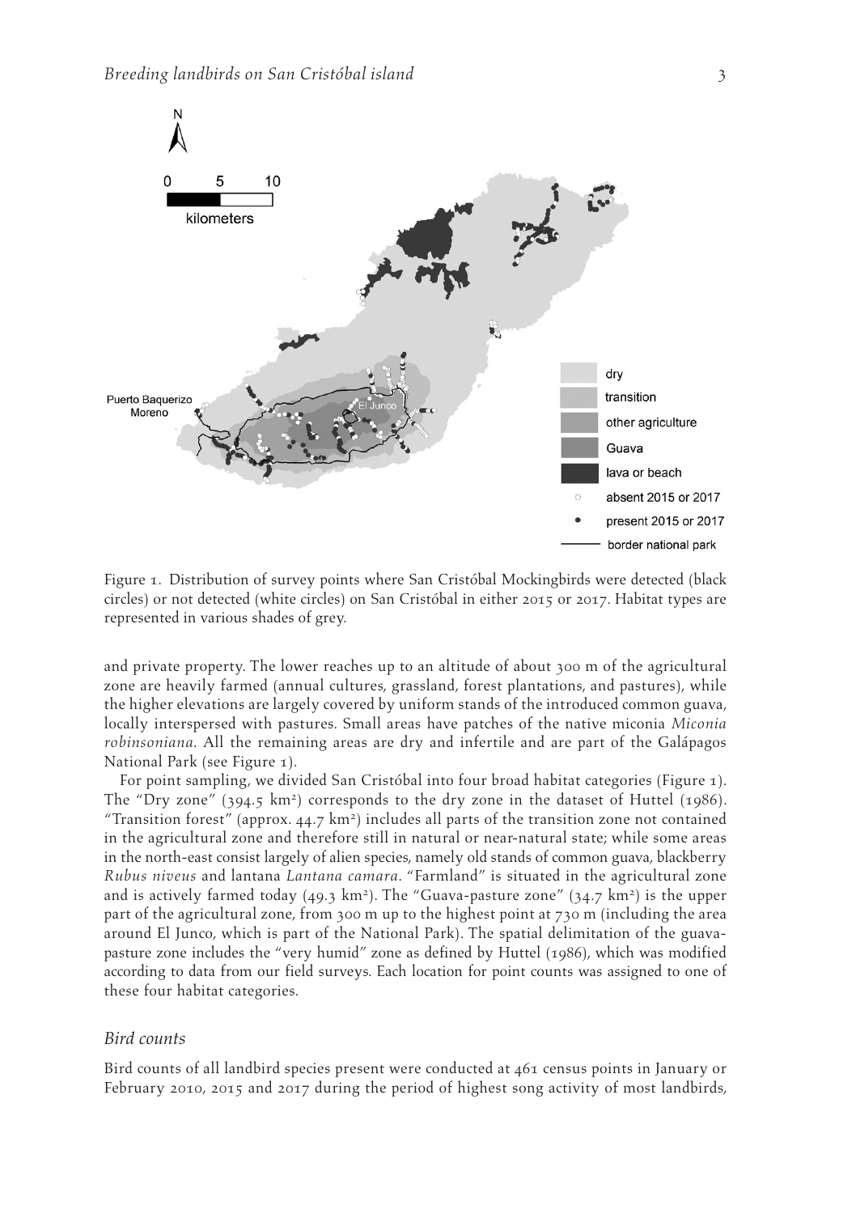Figure 1. Distribution of survey points where San Cristóbal Mockingbirds were detected (black circles) or not detected (white circles) on San Cristóbal in either 2015 or 2017. Habitat types are represented in various shades of grey.

and private property. The lower reaches up to an altitude of about 300 m of the agricultural zone are heavily farmed (annual cultures, grassland, forest plantations, and pastures), while the higher elevations are largely covered by uniform stands of the introduced common guava, locally interspersed with pastures. Small areas have patches of the native miconia *Miconia robinsoniana*. All the remaining areas are dry and infertile and are part of the Galápagos National Park (see Figure 1).

For point sampling, we divided San Cristóbal into four broad habitat categories (Figure 1). The "Dry zone" (394.5 km²) corresponds to the dry zone in the dataset of Huttel (1986). "Transition forest" (approx. 44.7 km²) includes all parts of the transition zone not contained in the agricultural zone and therefore still in natural or near-natural state; while some areas in the north-east consist largely of alien species, namely old stands of common guava, blackberry *Rubus niveus* and lantana *Lantana camara*. "Farmland" is situated in the agricultural zone and is actively farmed today (49.3 km²). The "Guava-pasture zone" (34.7 km²) is the upper part of the agricultural zone, from 300 m up to the highest point at 730 m (including the area around El Junco, which is part of the National Park). The spatial delimitation of the guava-pasture zone includes the "very humid" zone as defined by Huttel (1986), which was modified according to data from our field surveys. Each location for point counts was assigned to one of these four habitat categories.

### *Bird counts*

Bird counts of all landbird species present were conducted at 461 census points in January or February 2010, 2015 and 2017 during the period of highest song activity of most landbirds,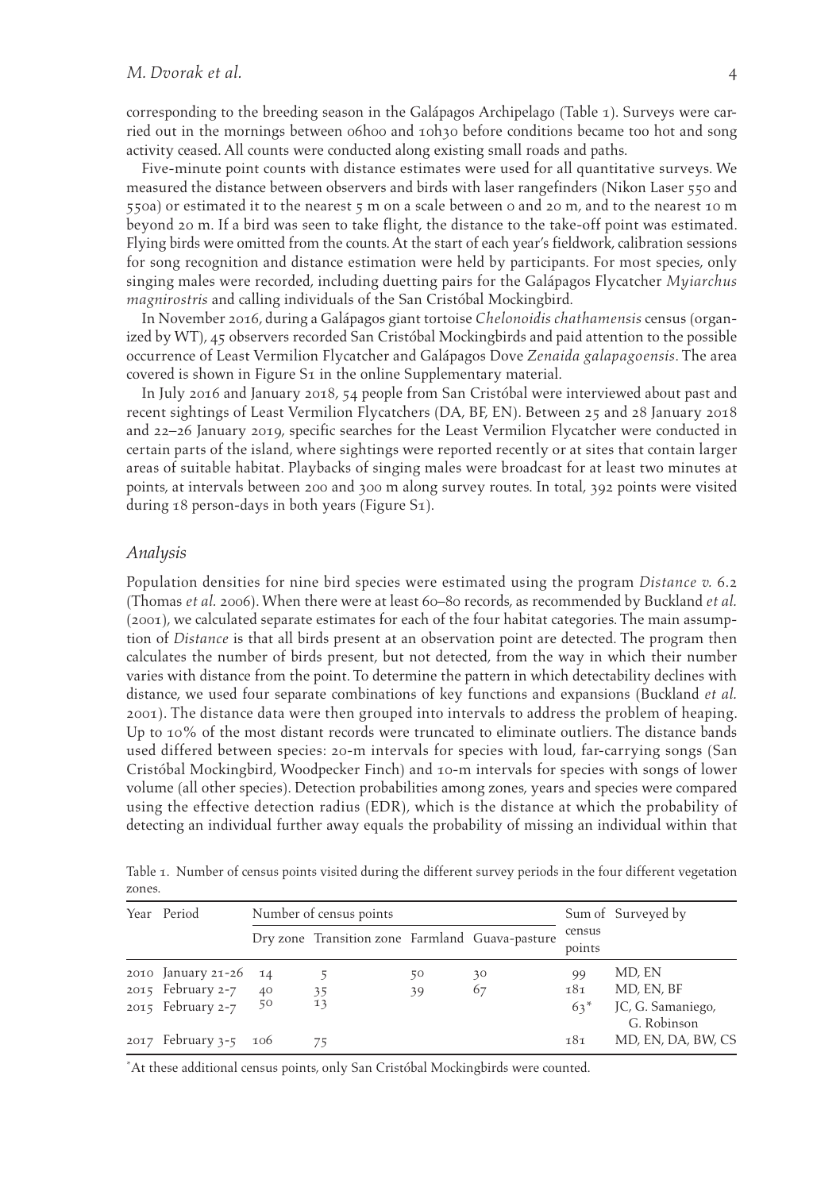corresponding to the breeding season in the Galápagos Archipelago (Table 1). Surveys were carried out in the mornings between 06h00 and 10h30 before conditions became too hot and song activity ceased. All counts were conducted along existing small roads and paths.

Five-minute point counts with distance estimates were used for all quantitative surveys. We measured the distance between observers and birds with laser rangefinders (Nikon Laser 550 and 550a) or estimated it to the nearest 5 m on a scale between 0 and 20 m, and to the nearest 10 m beyond 20 m. If a bird was seen to take flight, the distance to the take-off point was estimated. Flying birds were omitted from the counts. At the start of each year's fieldwork, calibration sessions for song recognition and distance estimation were held by participants. For most species, only singing males were recorded, including duetting pairs for the Galápagos Flycatcher *Myiarchus magnirostris* and calling individuals of the San Cristóbal Mockingbird.

In November 2016, during a Galápagos giant tortoise *Chelonoidis chathamensis* census (organized by WT), 45 observers recorded San Cristóbal Mockingbirds and paid attention to the possible occurrence of Least Vermilion Flycatcher and Galápagos Dove *Zenaida galapagoensis*. The area covered is shown in Figure S1 in the online Supplementary material.

In July 2016 and January 2018, 54 people from San Cristóbal were interviewed about past and recent sightings of Least Vermilion Flycatchers (DA, BF, EN). Between 25 and 28 January 2018 and 22–26 January 2019, specific searches for the Least Vermilion Flycatcher were conducted in certain parts of the island, where sightings were reported recently or at sites that contain larger areas of suitable habitat. Playbacks of singing males were broadcast for at least two minutes at points, at intervals between 200 and 300 m along survey routes. In total, 392 points were visited during 18 person-days in both years (Figure S1).

### *Analysis*

Population densities for nine bird species were estimated using the program *Distance v. 6.2* (Thomas *et al.* 2006). When there were at least 60–80 records, as recommended by Buckland *et al.* (2001), we calculated separate estimates for each of the four habitat categories. The main assumption of *Distance* is that all birds present at an observation point are detected. The program then calculates the number of birds present, but not detected, from the way in which their number varies with distance from the point. To determine the pattern in which detectability declines with distance, we used four separate combinations of key functions and expansions (Buckland *et al.* 2001). The distance data were then grouped into intervals to address the problem of heaping. Up to 10% of the most distant records were truncated to eliminate outliers. The distance bands used differed between species: 20-m intervals for species with loud, far-carrying songs (San Cristóbal Mockingbird, Woodpecker Finch) and 10-m intervals for species with songs of lower volume (all other species). Detection probabilities among zones, years and species were compared using the effective detection radius (EDR), which is the distance at which the probability of detecting an individual further away equals the probability of missing an individual within that

Table 1. Number of census points visited during the different survey periods in the four different vegetation zones.

| Year | Period | Number of census points | | | | Sum of census points | Surveyed by |
|---|---|---|---|---|---|---|---|
| | | Dry zone | Transition zone | Farmland | Guava-pasture | | |
| 2010 | January 21-26 | 14 | 5 | 50 | 30 | 99 | MD, EN |
| 2015 | February 2-7 | 40 | 35 | 39 | 67 | 181 | MD, EN, BF |
| 2015 | February 2-7 | 50 | 13 | | | 63* | JC, G. Samaniego, G. Robinson |
| 2017 | February 3-5 | 106 | 75 | | | 181 | MD, EN, DA, BW, CS |

*At these additional census points, only San Cristóbal Mockingbirds were counted.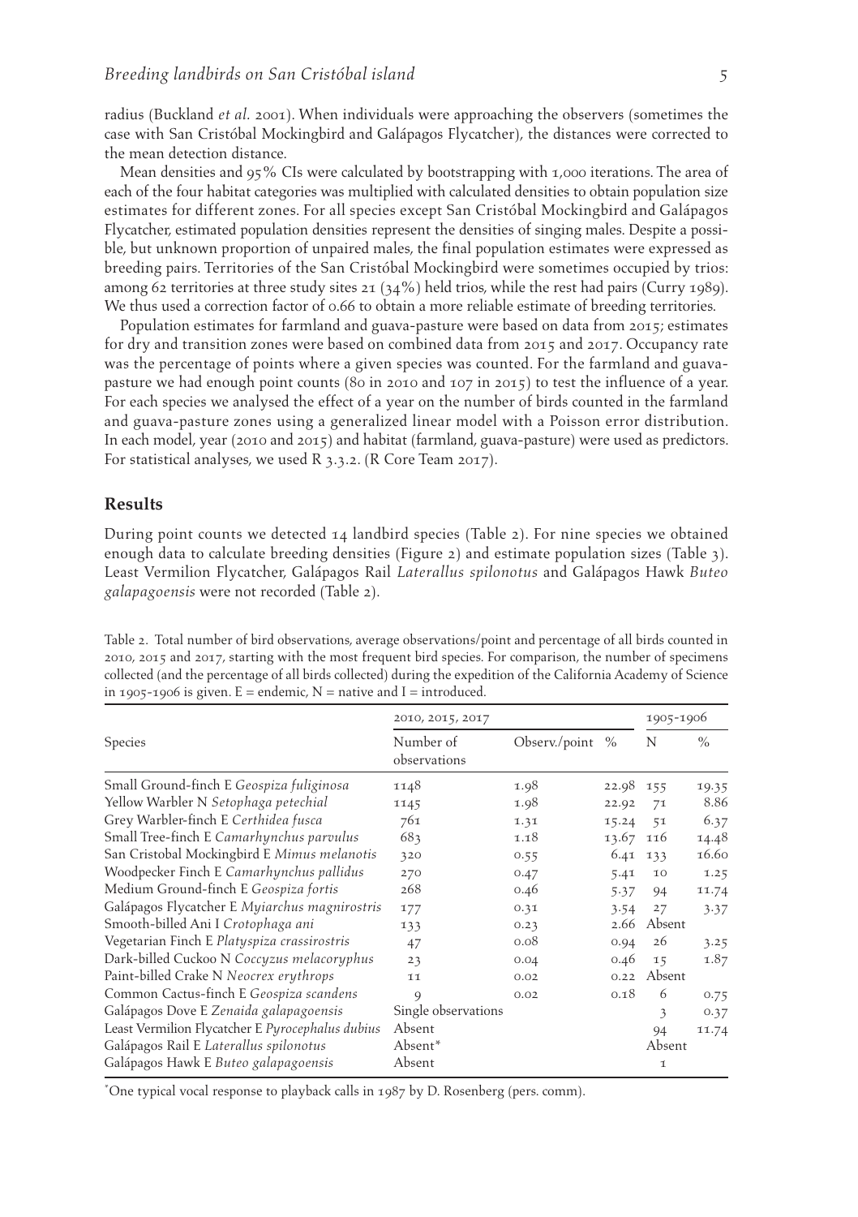radius (Buckland *et al.* 2001). When individuals were approaching the observers (sometimes the case with San Cristóbal Mockingbird and Galápagos Flycatcher), the distances were corrected to the mean detection distance.

Mean densities and 95% CIs were calculated by bootstrapping with 1,000 iterations. The area of each of the four habitat categories was multiplied with calculated densities to obtain population size estimates for different zones. For all species except San Cristóbal Mockingbird and Galápagos Flycatcher, estimated population densities represent the densities of singing males. Despite a possible, but unknown proportion of unpaired males, the final population estimates were expressed as breeding pairs. Territories of the San Cristóbal Mockingbird were sometimes occupied by trios: among 62 territories at three study sites 21 (34%) held trios, while the rest had pairs (Curry 1989). We thus used a correction factor of 0.66 to obtain a more reliable estimate of breeding territories.

Population estimates for farmland and guava-pasture were based on data from 2015; estimates for dry and transition zones were based on combined data from 2015 and 2017. Occupancy rate was the percentage of points where a given species was counted. For the farmland and guava-pasture we had enough point counts (80 in 2010 and 107 in 2015) to test the influence of a year. For each species we analysed the effect of a year on the number of birds counted in the farmland and guava-pasture zones using a generalized linear model with a Poisson error distribution. In each model, year (2010 and 2015) and habitat (farmland, guava-pasture) were used as predictors. For statistical analyses, we used R 3.3.2. (R Core Team 2017).

## Results

During point counts we detected 14 landbird species (Table 2). For nine species we obtained enough data to calculate breeding densities (Figure 2) and estimate population sizes (Table 3). Least Vermilion Flycatcher, Galápagos Rail *Laterallus spilonotus* and Galápagos Hawk *Buteo galapagoensis* were not recorded (Table 2).

Table 2. Total number of bird observations, average observations/point and percentage of all birds counted in 2010, 2015 and 2017, starting with the most frequent bird species. For comparison, the number of specimens collected (and the percentage of all birds collected) during the expedition of the California Academy of Science in 1905-1906 is given. E = endemic, N = native and I = introduced.

| Species | 2010, 2015, 2017 | | | 1905-1906 | |
|---|---|---|---|---|---|
| | Number of observations | Observ./point | % | N | % |
| Small Ground-finch E *Geospiza fuliginosa* | 1148 | 1.98 | 22.98 | 155 | 19.35 |
| Yellow Warbler N *Setophaga petechial* | 1145 | 1.98 | 22.92 | 71 | 8.86 |
| Grey Warbler-finch E *Certhidea fusca* | 761 | 1.31 | 15.24 | 51 | 6.37 |
| Small Tree-finch E *Camarhynchus parvulus* | 683 | 1.18 | 13.67 | 116 | 14.48 |
| San Cristobal Mockingbird E *Mimus melanotis* | 320 | 0.55 | 6.41 | 133 | 16.60 |
| Woodpecker Finch E *Camarhynchus pallidus* | 270 | 0.47 | 5.41 | 10 | 1.25 |
| Medium Ground-finch E *Geospiza fortis* | 268 | 0.46 | 5.37 | 94 | 11.74 |
| Galápagos Flycatcher E *Myiarchus magnirostris* | 177 | 0.31 | 3.54 | 27 | 3.37 |
| Smooth-billed Ani I *Crotophaga ani* | 133 | 0.23 | 2.66 | Absent | |
| Vegetarian Finch E *Platyspiza crassirostris* | 47 | 0.08 | 0.94 | 26 | 3.25 |
| Dark-billed Cuckoo N *Coccyzus melacoryphus* | 23 | 0.04 | 0.46 | 15 | 1.87 |
| Paint-billed Crake N *Neocrex erythrops* | 11 | 0.02 | 0.22 | Absent | |
| Common Cactus-finch E *Geospiza scandens* | 9 | 0.02 | 0.18 | 6 | 0.75 |
| Galápagos Dove E *Zenaida galapagoensis* | Single observations | | | 3 | 0.37 |
| Least Vermilion Flycatcher E *Pyrocephalus dubius* | Absent | | | 94 | 11.74 |
| Galápagos Rail E *Laterallus spilonotus* | Absent* | | | Absent | |
| Galápagos Hawk E *Buteo galapagoensis* | Absent | | | 1 | |

*One typical vocal response to playback calls in 1987 by D. Rosenberg (pers. comm).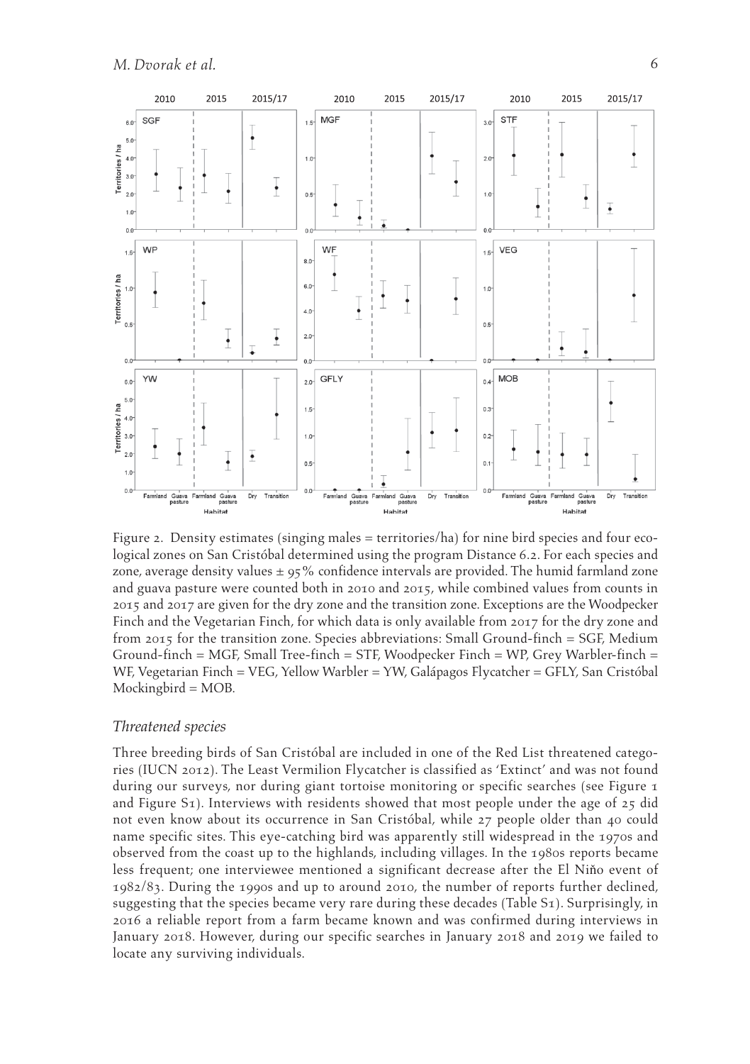Figure 2. Density estimates (singing males = territories/ha) for nine bird species and four ecological zones on San Cristóbal determined using the program Distance 6.2. For each species and zone, average density values ± 95% confidence intervals are provided. The humid farmland zone and guava pasture were counted both in 2010 and 2015, while combined values from counts in 2015 and 2017 are given for the dry zone and the transition zone. Exceptions are the Woodpecker Finch and the Vegetarian Finch, for which data is only available from 2017 for the dry zone and from 2015 for the transition zone. Species abbreviations: Small Ground-finch = SGF, Medium Ground-finch = MGF, Small Tree-finch = STF, Woodpecker Finch = WP, Grey Warbler-finch = WF, Vegetarian Finch = VEG, Yellow Warbler = YW, Galápagos Flycatcher = GFLY, San Cristóbal Mockingbird = MOB.

### *Threatened species*

Three breeding birds of San Cristóbal are included in one of the Red List threatened categories (IUCN 2012). The Least Vermilion Flycatcher is classified as 'Extinct' and was not found during our surveys, nor during giant tortoise monitoring or specific searches (see Figure 1 and Figure S1). Interviews with residents showed that most people under the age of 25 did not even know about its occurrence in San Cristóbal, while 27 people older than 40 could name specific sites. This eye-catching bird was apparently still widespread in the 1970s and observed from the coast up to the highlands, including villages. In the 1980s reports became less frequent; one interviewee mentioned a significant decrease after the El Niño event of 1982/83. During the 1990s and up to around 2010, the number of reports further declined, suggesting that the species became very rare during these decades (Table S1). Surprisingly, in 2016 a reliable report from a farm became known and was confirmed during interviews in January 2018. However, during our specific searches in January 2018 and 2019 we failed to locate any surviving individuals.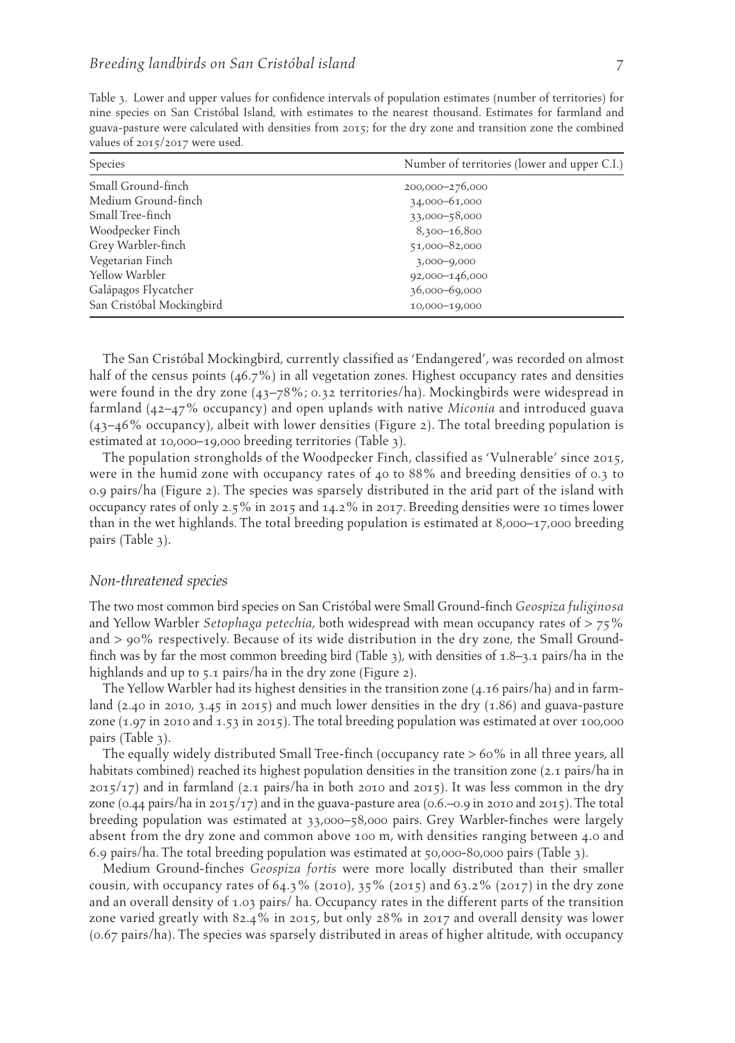Table 3. Lower and upper values for confidence intervals of population estimates (number of territories) for nine species on San Cristóbal Island, with estimates to the nearest thousand. Estimates for farmland and guava-pasture were calculated with densities from 2015; for the dry zone and transition zone the combined values of 2015/2017 were used.

| Species | Number of territories (lower and upper C.I.) |
|---|---|
| Small Ground-finch | 200,000–276,000 |
| Medium Ground-finch | 34,000–61,000 |
| Small Tree-finch | 33,000–58,000 |
| Woodpecker Finch | 8,300–16,800 |
| Grey Warbler-finch | 51,000–82,000 |
| Vegetarian Finch | 3,000–9,000 |
| Yellow Warbler | 92,000–146,000 |
| Galápagos Flycatcher | 36,000–69,000 |
| San Cristóbal Mockingbird | 10,000–19,000 |

The San Cristóbal Mockingbird, currently classified as 'Endangered', was recorded on almost half of the census points (46.7%) in all vegetation zones. Highest occupancy rates and densities were found in the dry zone (43–78%; 0.32 territories/ha). Mockingbirds were widespread in farmland (42–47% occupancy) and open uplands with native *Miconia* and introduced guava (43–46% occupancy), albeit with lower densities (Figure 2). The total breeding population is estimated at 10,000–19,000 breeding territories (Table 3).

The population strongholds of the Woodpecker Finch, classified as 'Vulnerable' since 2015, were in the humid zone with occupancy rates of 40 to 88% and breeding densities of 0.3 to 0.9 pairs/ha (Figure 2). The species was sparsely distributed in the arid part of the island with occupancy rates of only 2.5% in 2015 and 14.2% in 2017. Breeding densities were 10 times lower than in the wet highlands. The total breeding population is estimated at 8,000–17,000 breeding pairs (Table 3).

### *Non-threatened species*

The two most common bird species on San Cristóbal were Small Ground-finch *Geospiza fuliginosa* and Yellow Warbler *Setophaga petechia*, both widespread with mean occupancy rates of > 75% and > 90% respectively. Because of its wide distribution in the dry zone, the Small Ground-finch was by far the most common breeding bird (Table 3), with densities of 1.8–3.1 pairs/ha in the highlands and up to 5.1 pairs/ha in the dry zone (Figure 2).

The Yellow Warbler had its highest densities in the transition zone (4.16 pairs/ha) and in farmland (2.40 in 2010, 3.45 in 2015) and much lower densities in the dry (1.86) and guava-pasture zone (1.97 in 2010 and 1.53 in 2015). The total breeding population was estimated at over 100,000 pairs (Table 3).

The equally widely distributed Small Tree-finch (occupancy rate > 60% in all three years, all habitats combined) reached its highest population densities in the transition zone (2.1 pairs/ha in 2015/17) and in farmland (2.1 pairs/ha in both 2010 and 2015). It was less common in the dry zone (0.44 pairs/ha in 2015/17) and in the guava-pasture area (0.6.–0.9 in 2010 and 2015). The total breeding population was estimated at 33,000–58,000 pairs. Grey Warbler-finches were largely absent from the dry zone and common above 100 m, with densities ranging between 4.0 and 6.9 pairs/ha. The total breeding population was estimated at 50,000-80,000 pairs (Table 3).

Medium Ground-finches *Geospiza fortis* were more locally distributed than their smaller cousin, with occupancy rates of 64.3% (2010), 35% (2015) and 63.2% (2017) in the dry zone and an overall density of 1.03 pairs/ ha. Occupancy rates in the different parts of the transition zone varied greatly with 82.4% in 2015, but only 28% in 2017 and overall density was lower (0.67 pairs/ha). The species was sparsely distributed in areas of higher altitude, with occupancy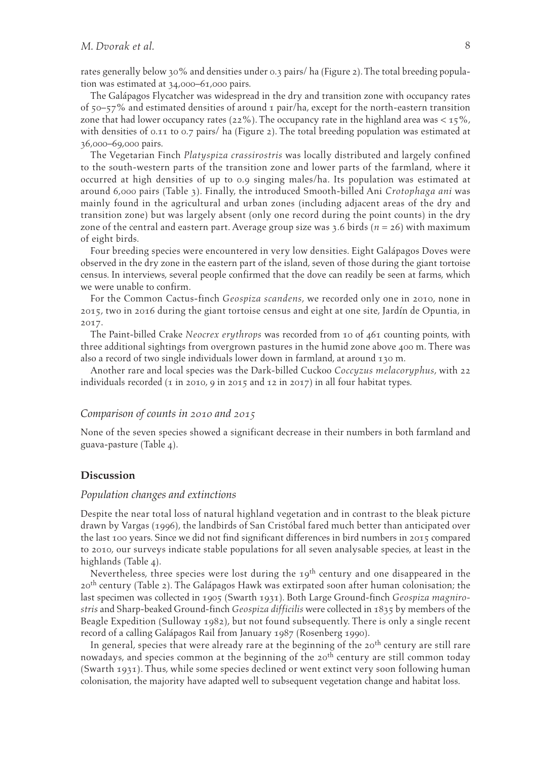rates generally below 30% and densities under 0.3 pairs/ ha (Figure 2). The total breeding population was estimated at 34,000–61,000 pairs.

The Galápagos Flycatcher was widespread in the dry and transition zone with occupancy rates of 50–57% and estimated densities of around 1 pair/ha, except for the north-eastern transition zone that had lower occupancy rates (22%). The occupancy rate in the highland area was < 15%, with densities of 0.11 to 0.7 pairs/ ha (Figure 2). The total breeding population was estimated at 36,000–69,000 pairs.

The Vegetarian Finch *Platyspiza crassirostris* was locally distributed and largely confined to the south-western parts of the transition zone and lower parts of the farmland, where it occurred at high densities of up to 0.9 singing males/ha. Its population was estimated at around 6,000 pairs (Table 3). Finally, the introduced Smooth-billed Ani *Crotophaga ani* was mainly found in the agricultural and urban zones (including adjacent areas of the dry and transition zone) but was largely absent (only one record during the point counts) in the dry zone of the central and eastern part. Average group size was 3.6 birds ($n = 26$) with maximum of eight birds.

Four breeding species were encountered in very low densities. Eight Galápagos Doves were observed in the dry zone in the eastern part of the island, seven of those during the giant tortoise census. In interviews, several people confirmed that the dove can readily be seen at farms, which we were unable to confirm.

For the Common Cactus-finch *Geospiza scandens*, we recorded only one in 2010, none in 2015, two in 2016 during the giant tortoise census and eight at one site, Jardín de Opuntia, in 2017.

The Paint-billed Crake *Neocrex erythrops* was recorded from 10 of 461 counting points, with three additional sightings from overgrown pastures in the humid zone above 400 m. There was also a record of two single individuals lower down in farmland, at around 130 m.

Another rare and local species was the Dark-billed Cuckoo *Coccyzus melacoryphus*, with 22 individuals recorded (1 in 2010, 9 in 2015 and 12 in 2017) in all four habitat types.

### *Comparison of counts in 2010 and 2015*

None of the seven species showed a significant decrease in their numbers in both farmland and guava-pasture (Table 4).

## Discussion

### *Population changes and extinctions*

Despite the near total loss of natural highland vegetation and in contrast to the bleak picture drawn by Vargas (1996), the landbirds of San Cristóbal fared much better than anticipated over the last 100 years. Since we did not find significant differences in bird numbers in 2015 compared to 2010, our surveys indicate stable populations for all seven analysable species, at least in the highlands (Table 4).

Nevertheless, three species were lost during the 19th century and one disappeared in the 20th century (Table 2). The Galápagos Hawk was extirpated soon after human colonisation; the last specimen was collected in 1905 (Swarth 1931). Both Large Ground-finch *Geospiza magnirostris* and Sharp-beaked Ground-finch *Geospiza difficilis* were collected in 1835 by members of the Beagle Expedition (Sulloway 1982), but not found subsequently. There is only a single recent record of a calling Galápagos Rail from January 1987 (Rosenberg 1990).

In general, species that were already rare at the beginning of the 20th century are still rare nowadays, and species common at the beginning of the 20th century are still common today (Swarth 1931). Thus, while some species declined or went extinct very soon following human colonisation, the majority have adapted well to subsequent vegetation change and habitat loss.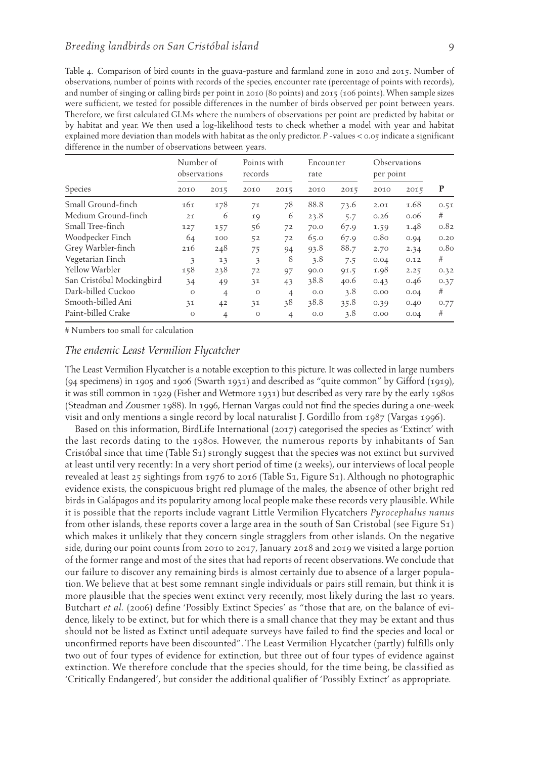Table 4. Comparison of bird counts in the guava-pasture and farmland zone in 2010 and 2015. Number of observations, number of points with records of the species, encounter rate (percentage of points with records), and number of singing or calling birds per point in 2010 (80 points) and 2015 (106 points). When sample sizes were sufficient, we tested for possible differences in the number of birds observed per point between years. Therefore, we first calculated GLMs where the numbers of observations per point are predicted by habitat or by habitat and year. We then used a log-likelihood tests to check whether a model with year and habitat explained more deviation than models with habitat as the only predictor. *P*-values < 0.05 indicate a significant difference in the number of observations between years.

| | Number of observations | | Points with records | | Encounter rate | | Observations per point | | |
|---|---|---|---|---|---|---|---|---|---|
| Species | 2010 | 2015 | 2010 | 2015 | 2010 | 2015 | 2010 | 2015 | P |
| Small Ground-finch | 161 | 178 | 71 | 78 | 88.8 | 73.6 | 2.01 | 1.68 | 0.51 |
| Medium Ground-finch | 21 | 6 | 19 | 6 | 23.8 | 5.7 | 0.26 | 0.06 | # |
| Small Tree-finch | 127 | 157 | 56 | 72 | 70.0 | 67.9 | 1.59 | 1.48 | 0.82 |
| Woodpecker Finch | 64 | 100 | 52 | 72 | 65.0 | 67.9 | 0.80 | 0.94 | 0.20 |
| Grey Warbler-finch | 216 | 248 | 75 | 94 | 93.8 | 88.7 | 2.70 | 2.34 | 0.80 |
| Vegetarian Finch | 3 | 13 | 3 | 8 | 3.8 | 7.5 | 0.04 | 0.12 | # |
| Yellow Warbler | 158 | 238 | 72 | 97 | 90.0 | 91.5 | 1.98 | 2.25 | 0.32 |
| San Cristóbal Mockingbird | 34 | 49 | 31 | 43 | 38.8 | 40.6 | 0.43 | 0.46 | 0.37 |
| Dark-billed Cuckoo | 0 | 4 | 0 | 4 | 0.0 | 3.8 | 0.00 | 0.04 | # |
| Smooth-billed Ani | 31 | 42 | 31 | 38 | 38.8 | 35.8 | 0.39 | 0.40 | 0.77 |
| Paint-billed Crake | 0 | 4 | 0 | 4 | 0.0 | 3.8 | 0.00 | 0.04 | # |

# Numbers too small for calculation

### *The endemic Least Vermilion Flycatcher*

The Least Vermilion Flycatcher is a notable exception to this picture. It was collected in large numbers (94 specimens) in 1905 and 1906 (Swarth 1931) and described as "quite common" by Gifford (1919), it was still common in 1929 (Fisher and Wetmore 1931) but described as very rare by the early 1980s (Steadman and Zousmer 1988). In 1996, Hernan Vargas could not find the species during a one-week visit and only mentions a single record by local naturalist J. Gordillo from 1987 (Vargas 1996).

Based on this information, BirdLife International (2017) categorised the species as 'Extinct' with the last records dating to the 1980s. However, the numerous reports by inhabitants of San Cristóbal since that time (Table S1) strongly suggest that the species was not extinct but survived at least until very recently: In a very short period of time (2 weeks), our interviews of local people revealed at least 25 sightings from 1976 to 2016 (Table S1, Figure S1). Although no photographic evidence exists, the conspicuous bright red plumage of the males, the absence of other bright red birds in Galápagos and its popularity among local people make these records very plausible. While it is possible that the reports include vagrant Little Vermilion Flycatchers *Pyrocephalus nanus* from other islands, these reports cover a large area in the south of San Cristobal (see Figure S1) which makes it unlikely that they concern single stragglers from other islands. On the negative side, during our point counts from 2010 to 2017, January 2018 and 2019 we visited a large portion of the former range and most of the sites that had reports of recent observations. We conclude that our failure to discover any remaining birds is almost certainly due to absence of a larger population. We believe that at best some remnant single individuals or pairs still remain, but think it is more plausible that the species went extinct very recently, most likely during the last 10 years. Butchart *et al.* (2006) define 'Possibly Extinct Species' as "those that are, on the balance of evidence, likely to be extinct, but for which there is a small chance that they may be extant and thus should not be listed as Extinct until adequate surveys have failed to find the species and local or unconfirmed reports have been discounted". The Least Vermilion Flycatcher (partly) fulfills only two out of four types of evidence for extinction, but three out of four types of evidence against extinction. We therefore conclude that the species should, for the time being, be classified as 'Critically Endangered', but consider the additional qualifier of 'Possibly Extinct' as appropriate.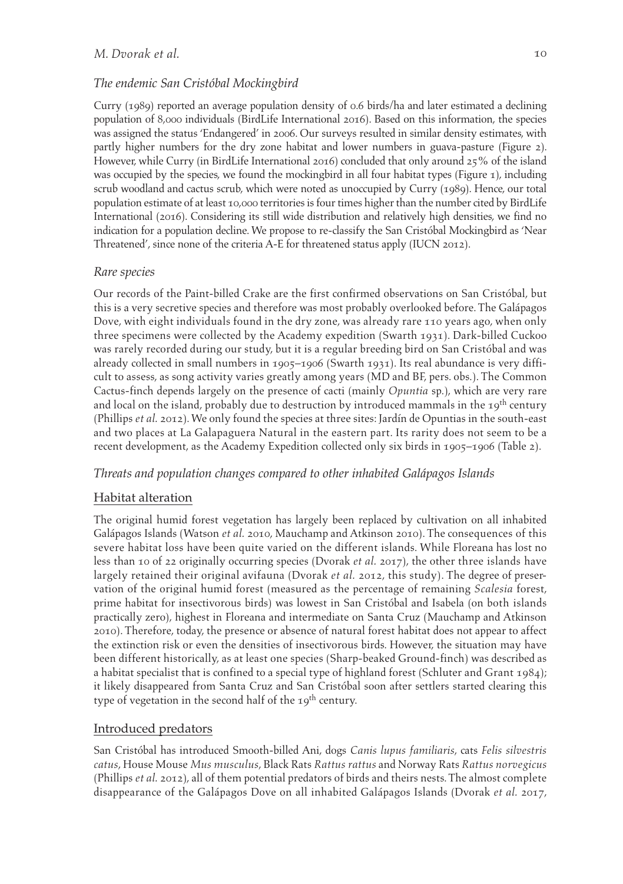### *The endemic San Cristóbal Mockingbird*

Curry (1989) reported an average population density of 0.6 birds/ha and later estimated a declining population of 8,000 individuals (BirdLife International 2016). Based on this information, the species was assigned the status 'Endangered' in 2006. Our surveys resulted in similar density estimates, with partly higher numbers for the dry zone habitat and lower numbers in guava-pasture (Figure 2). However, while Curry (in BirdLife International 2016) concluded that only around 25% of the island was occupied by the species, we found the mockingbird in all four habitat types (Figure 1), including scrub woodland and cactus scrub, which were noted as unoccupied by Curry (1989). Hence, our total population estimate of at least 10,000 territories is four times higher than the number cited by BirdLife International (2016). Considering its still wide distribution and relatively high densities, we find no indication for a population decline. We propose to re-classify the San Cristóbal Mockingbird as 'Near Threatened', since none of the criteria A-E for threatened status apply (IUCN 2012).

### *Rare species*

Our records of the Paint-billed Crake are the first confirmed observations on San Cristóbal, but this is a very secretive species and therefore was most probably overlooked before. The Galápagos Dove, with eight individuals found in the dry zone, was already rare 110 years ago, when only three specimens were collected by the Academy expedition (Swarth 1931). Dark-billed Cuckoo was rarely recorded during our study, but it is a regular breeding bird on San Cristóbal and was already collected in small numbers in 1905–1906 (Swarth 1931). Its real abundance is very difficult to assess, as song activity varies greatly among years (MD and BF, pers. obs.). The Common Cactus-finch depends largely on the presence of cacti (mainly *Opuntia* sp.), which are very rare and local on the island, probably due to destruction by introduced mammals in the 19th century (Phillips *et al.* 2012). We only found the species at three sites: Jardín de Opuntias in the south-east and two places at La Galapaguera Natural in the eastern part. Its rarity does not seem to be a recent development, as the Academy Expedition collected only six birds in 1905–1906 (Table 2).

### *Threats and population changes compared to other inhabited Galápagos Islands*

#### Habitat alteration

The original humid forest vegetation has largely been replaced by cultivation on all inhabited Galápagos Islands (Watson *et al.* 2010, Mauchamp and Atkinson 2010). The consequences of this severe habitat loss have been quite varied on the different islands. While Floreana has lost no less than 10 of 22 originally occurring species (Dvorak *et al.* 2017), the other three islands have largely retained their original avifauna (Dvorak *et al.* 2012, this study). The degree of preservation of the original humid forest (measured as the percentage of remaining *Scalesia* forest, prime habitat for insectivorous birds) was lowest in San Cristóbal and Isabela (on both islands practically zero), highest in Floreana and intermediate on Santa Cruz (Mauchamp and Atkinson 2010). Therefore, today, the presence or absence of natural forest habitat does not appear to affect the extinction risk or even the densities of insectivorous birds. However, the situation may have been different historically, as at least one species (Sharp-beaked Ground-finch) was described as a habitat specialist that is confined to a special type of highland forest (Schluter and Grant 1984); it likely disappeared from Santa Cruz and San Cristóbal soon after settlers started clearing this type of vegetation in the second half of the 19th century.

#### Introduced predators

San Cristóbal has introduced Smooth-billed Ani, dogs *Canis lupus familiaris*, cats *Felis silvestris catus*, House Mouse *Mus musculus*, Black Rats *Rattus rattus* and Norway Rats *Rattus norvegicus* (Phillips *et al.* 2012), all of them potential predators of birds and theirs nests. The almost complete disappearance of the Galápagos Dove on all inhabited Galápagos Islands (Dvorak *et al.* 2017,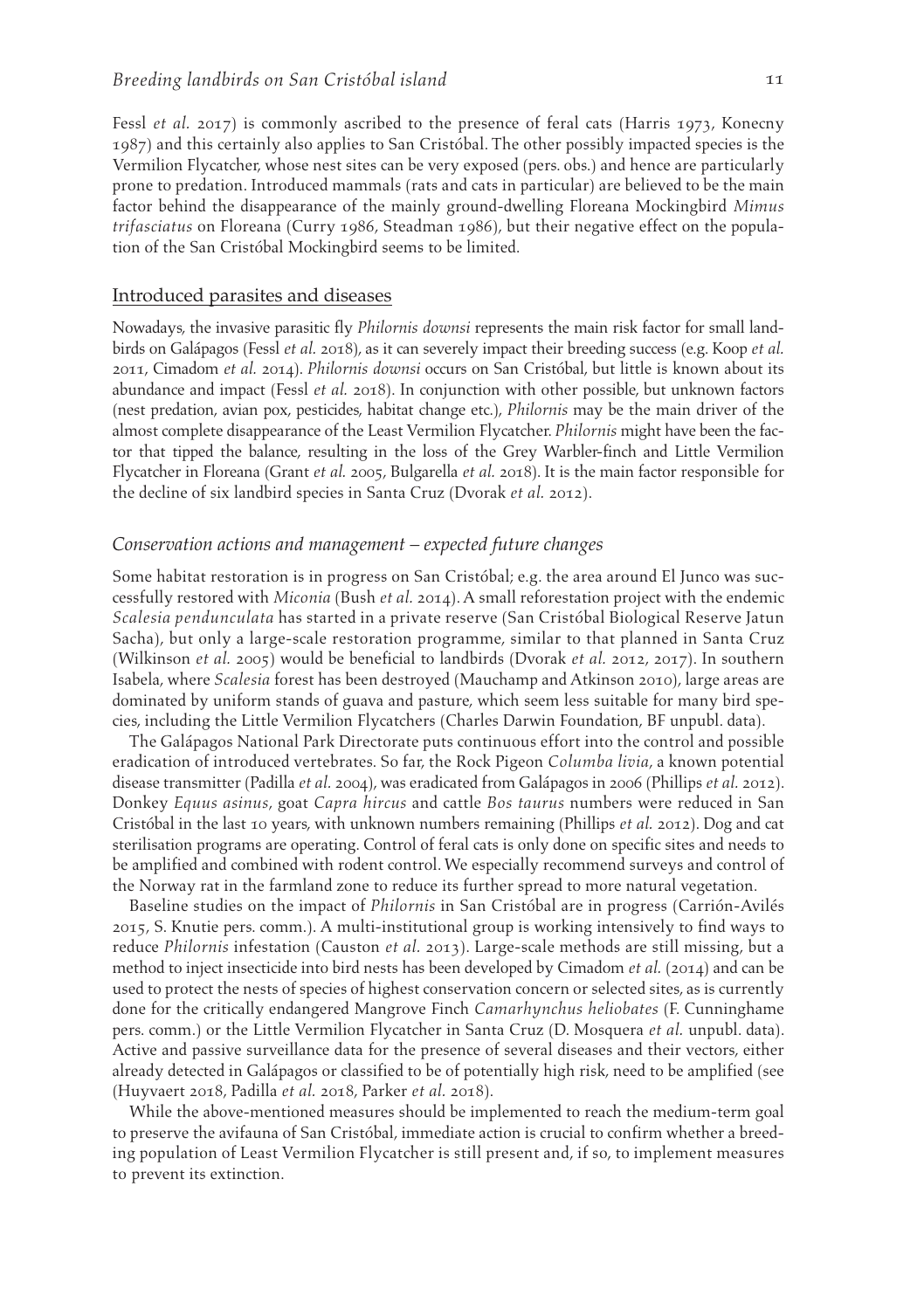Fessl *et al.* 2017) is commonly ascribed to the presence of feral cats (Harris 1973, Konecny 1987) and this certainly also applies to San Cristóbal. The other possibly impacted species is the Vermilion Flycatcher, whose nest sites can be very exposed (pers. obs.) and hence are particularly prone to predation. Introduced mammals (rats and cats in particular) are believed to be the main factor behind the disappearance of the mainly ground-dwelling Floreana Mockingbird *Mimus trifasciatus* on Floreana (Curry 1986, Steadman 1986), but their negative effect on the population of the San Cristóbal Mockingbird seems to be limited.

### Introduced parasites and diseases

Nowadays, the invasive parasitic fly *Philornis downsi* represents the main risk factor for small landbirds on Galápagos (Fessl *et al.* 2018), as it can severely impact their breeding success (e.g. Koop *et al.* 2011, Cimadom *et al.* 2014). *Philornis downsi* occurs on San Cristóbal, but little is known about its abundance and impact (Fessl *et al.* 2018). In conjunction with other possible, but unknown factors (nest predation, avian pox, pesticides, habitat change etc.), *Philornis* may be the main driver of the almost complete disappearance of the Least Vermilion Flycatcher. *Philornis* might have been the factor that tipped the balance, resulting in the loss of the Grey Warbler-finch and Little Vermilion Flycatcher in Floreana (Grant *et al.* 2005, Bulgarella *et al.* 2018). It is the main factor responsible for the decline of six landbird species in Santa Cruz (Dvorak *et al.* 2012).

### *Conservation actions and management – expected future changes*

Some habitat restoration is in progress on San Cristóbal; e.g. the area around El Junco was successfully restored with *Miconia* (Bush *et al.* 2014). A small reforestation project with the endemic *Scalesia pendunculata* has started in a private reserve (San Cristóbal Biological Reserve Jatun Sacha), but only a large-scale restoration programme, similar to that planned in Santa Cruz (Wilkinson *et al.* 2005) would be beneficial to landbirds (Dvorak *et al.* 2012, 2017). In southern Isabela, where *Scalesia* forest has been destroyed (Mauchamp and Atkinson 2010), large areas are dominated by uniform stands of guava and pasture, which seem less suitable for many bird species, including the Little Vermilion Flycatchers (Charles Darwin Foundation, BF unpubl. data).

The Galápagos National Park Directorate puts continuous effort into the control and possible eradication of introduced vertebrates. So far, the Rock Pigeon *Columba livia*, a known potential disease transmitter (Padilla *et al.* 2004), was eradicated from Galápagos in 2006 (Phillips *et al.* 2012). Donkey *Equus asinus*, goat *Capra hircus* and cattle *Bos taurus* numbers were reduced in San Cristóbal in the last 10 years, with unknown numbers remaining (Phillips *et al.* 2012). Dog and cat sterilisation programs are operating. Control of feral cats is only done on specific sites and needs to be amplified and combined with rodent control. We especially recommend surveys and control of the Norway rat in the farmland zone to reduce its further spread to more natural vegetation.

Baseline studies on the impact of *Philornis* in San Cristóbal are in progress (Carrión-Avilés 2015, S. Knutie pers. comm.). A multi-institutional group is working intensively to find ways to reduce *Philornis* infestation (Causton *et al.* 2013). Large-scale methods are still missing, but a method to inject insecticide into bird nests has been developed by Cimadom *et al.* (2014) and can be used to protect the nests of species of highest conservation concern or selected sites, as is currently done for the critically endangered Mangrove Finch *Camarhynchus heliobates* (F. Cunninghame pers. comm.) or the Little Vermilion Flycatcher in Santa Cruz (D. Mosquera *et al.* unpubl. data). Active and passive surveillance data for the presence of several diseases and their vectors, either already detected in Galápagos or classified to be of potentially high risk, need to be amplified (see (Huyvaert 2018, Padilla *et al.* 2018, Parker *et al.* 2018).

While the above-mentioned measures should be implemented to reach the medium-term goal to preserve the avifauna of San Cristóbal, immediate action is crucial to confirm whether a breeding population of Least Vermilion Flycatcher is still present and, if so, to implement measures to prevent its extinction.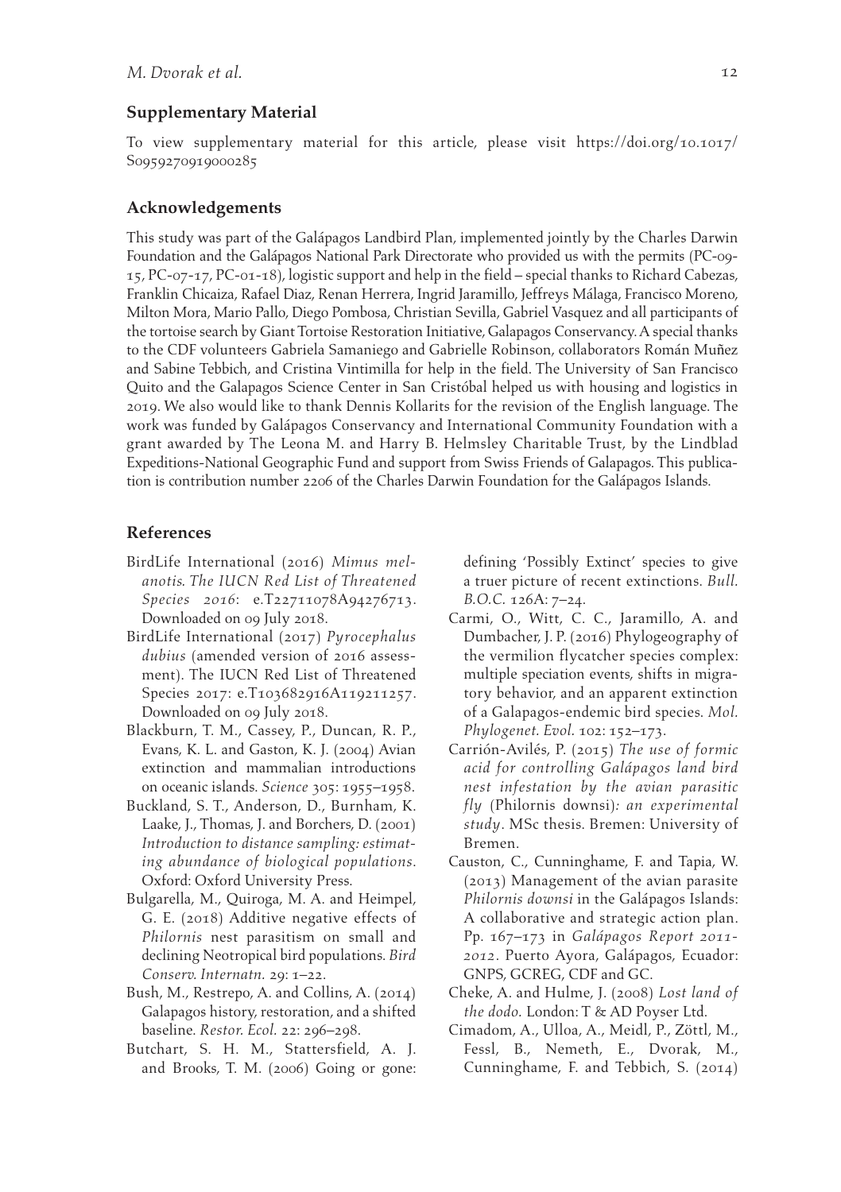## Supplementary Material

To view supplementary material for this article, please visit https://doi.org/10.1017/S0959270919000285

## Acknowledgements

This study was part of the Galápagos Landbird Plan, implemented jointly by the Charles Darwin Foundation and the Galápagos National Park Directorate who provided us with the permits (PC-09-15, PC-07-17, PC-01-18), logistic support and help in the field – special thanks to Richard Cabezas, Franklin Chicaiza, Rafael Diaz, Renan Herrera, Ingrid Jaramillo, Jeffreys Málaga, Francisco Moreno, Milton Mora, Mario Pallo, Diego Pombosa, Christian Sevilla, Gabriel Vasquez and all participants of the tortoise search by Giant Tortoise Restoration Initiative, Galapagos Conservancy. A special thanks to the CDF volunteers Gabriela Samaniego and Gabrielle Robinson, collaborators Román Muñez and Sabine Tebbich, and Cristina Vintimilla for help in the field. The University of San Francisco Quito and the Galapagos Science Center in San Cristóbal helped us with housing and logistics in 2019. We also would like to thank Dennis Kollarits for the revision of the English language. The work was funded by Galápagos Conservancy and International Community Foundation with a grant awarded by The Leona M. and Harry B. Helmsley Charitable Trust, by the Lindblad Expeditions-National Geographic Fund and support from Swiss Friends of Galapagos. This publication is contribution number 2206 of the Charles Darwin Foundation for the Galápagos Islands.

## References

BirdLife International (2016) *Mimus melanotis. The IUCN Red List of Threatened Species 2016*: e.T22711078A94276713. Downloaded on 09 July 2018.

BirdLife International (2017) *Pyrocephalus dubius* (amended version of 2016 assessment). The IUCN Red List of Threatened Species 2017: e.T103682916A119211257. Downloaded on 09 July 2018.

Blackburn, T. M., Cassey, P., Duncan, R. P., Evans, K. L. and Gaston, K. J. (2004) Avian extinction and mammalian introductions on oceanic islands. *Science* 305: 1955–1958.

Buckland, S. T., Anderson, D., Burnham, K. Laake, J., Thomas, J. and Borchers, D. (2001) *Introduction to distance sampling: estimating abundance of biological populations*. Oxford: Oxford University Press.

Bulgarella, M., Quiroga, M. A. and Heimpel, G. E. (2018) Additive negative effects of *Philornis* nest parasitism on small and declining Neotropical bird populations. *Bird Conserv. Internatn.* 29: 1–22.

Bush, M., Restrepo, A. and Collins, A. (2014) Galapagos history, restoration, and a shifted baseline. *Restor. Ecol.* 22: 296–298.

Butchart, S. H. M., Stattersfield, A. J. and Brooks, T. M. (2006) Going or gone: defining 'Possibly Extinct' species to give a truer picture of recent extinctions. *Bull. B.O.C.* 126A: 7–24.

Carmi, O., Witt, C. C., Jaramillo, A. and Dumbacher, J. P. (2016) Phylogeography of the vermilion flycatcher species complex: multiple speciation events, shifts in migratory behavior, and an apparent extinction of a Galapagos-endemic bird species. *Mol. Phylogenet. Evol.* 102: 152–173.

Carrión-Avilés, P. (2015) *The use of formic acid for controlling Galápagos land bird nest infestation by the avian parasitic fly* (Philornis downsi)*: an experimental study*. MSc thesis. Bremen: University of Bremen.

Causton, C., Cunninghame, F. and Tapia, W. (2013) Management of the avian parasite *Philornis downsi* in the Galápagos Islands: A collaborative and strategic action plan. Pp. 167–173 in *Galápagos Report 2011-2012*. Puerto Ayora, Galápagos, Ecuador: GNPS, GCREG, CDF and GC.

Cheke, A. and Hulme, J. (2008) *Lost land of the dodo.* London: T & AD Poyser Ltd.

Cimadom, A., Ulloa, A., Meidl, P., Zöttl, M., Fessl, B., Nemeth, E., Dvorak, M., Cunninghame, F. and Tebbich, S. (2014)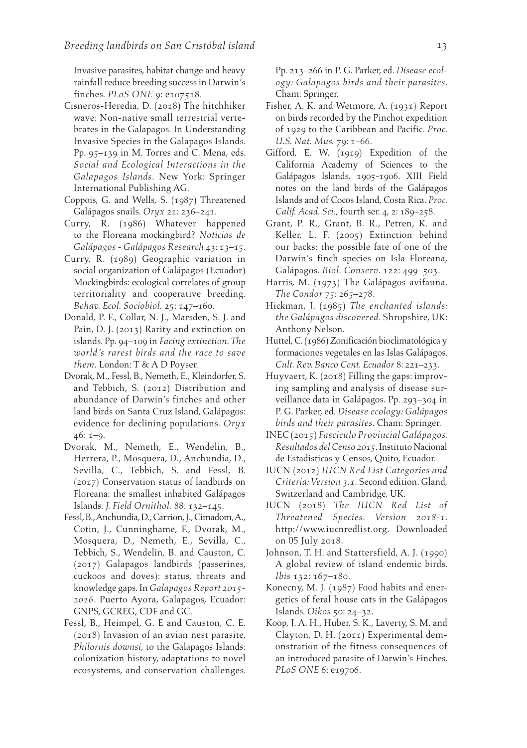Invasive parasites, habitat change and heavy rainfall reduce breeding success in Darwin's finches. *PLoS ONE* 9: e107518.

Cisneros-Heredia, D. (2018) The hitchhiker wave: Non-native small terrestrial vertebrates in the Galapagos. In Understanding Invasive Species in the Galapagos Islands. Pp. 95–139 in M. Torres and C. Mena, eds. *Social and Ecological Interactions in the Galapagos Islands*. New York: Springer International Publishing AG.

Coppois, G. and Wells, S. (1987) Threatened Galápagos snails. *Oryx* 21: 236–241.

Curry, R. (1986) Whatever happened to the Floreana mockingbird? *Noticias de Galápagos - Galápagos Research* 43: 13–15.

Curry, R. (1989) Geographic variation in social organization of Galápagos (Ecuador) Mockingbirds: ecological correlates of group territoriality and cooperative breeding. *Behav. Ecol. Sociobiol.* 25: 147–160.

Donald, P. F., Collar, N. J., Marsden, S. J. and Pain, D. J. (2013) Rarity and extinction on islands. Pp. 94–109 in *Facing extinction. The world´s rarest birds and the race to save them*. London: T & A D Poyser.

Dvorak, M., Fessl, B., Nemeth, E., Kleindorfer, S. and Tebbich, S. (2012) Distribution and abundance of Darwin's finches and other land birds on Santa Cruz Island, Galápagos: evidence for declining populations. *Oryx* 46: 1–9.

Dvorak, M., Nemeth, E., Wendelin, B., Herrera, P., Mosquera, D., Anchundia, D., Sevilla, C., Tebbich, S. and Fessl, B. (2017) Conservation status of landbirds on Floreana: the smallest inhabited Galápagos Islands. *J. Field Ornithol.* 88: 132–145.

Fessl, B., Anchundia, D., Carrion, J., Cimadom, A., Cotin, J., Cunninghame, F., Dvorak, M., Mosquera, D., Nemeth, E., Sevilla, C., Tebbich, S., Wendelin, B. and Causton, C. (2017) Galapagos landbirds (passerines, cuckoos and doves): status, threats and knowledge gaps. In *Galapagos Report 2015-2016*. Puerto Ayora, Galapagos, Ecuador: GNPS, GCREG, CDF and GC.

Fessl, B., Heimpel, G. E and Causton, C. E. (2018) Invasion of an avian nest parasite, *Philornis downsi*, to the Galapagos Islands: colonization history, adaptations to novel ecosystems, and conservation challenges. Pp. 213–266 in P. G. Parker, ed. *Disease ecology: Galapagos birds and their parasites*. Cham: Springer.

Fisher, A. K. and Wetmore, A. (1931) Report on birds recorded by the Pinchot expedition of 1929 to the Caribbean and Pacific. *Proc. U.S. Nat. Mus.* 79: 1–66.

Gifford, E. W. (1919) Expedition of the California Academy of Sciences to the Galápagos Islands, 1905-1906. XIII Field notes on the land birds of the Galápagos Islands and of Cocos Island, Costa Rica. *Proc. Calif. Acad. Sci.*, fourth ser. 4, 2: 189–258.

Grant, P. R., Grant, B. R., Petren, K. and Keller, L. F. (2005) Extinction behind our backs: the possible fate of one of the Darwin's finch species on Isla Floreana, Galápagos. *Biol. Conserv.* 122: 499–503.

Harris, M. (1973) The Galápagos avifauna. *The Condor* 75: 265–278.

Hickman, J. (1985) *The enchanted islands: the Galápagos discovered*. Shropshire, UK: Anthony Nelson.

Huttel, C. (1986) Zonificación bioclimatológica y formaciones vegetales en las Islas Galápagos. *Cult. Rev. Banco Cent. Ecuador* 8: 221–233.

Huyvaert, K. (2018) Filling the gaps: improving sampling and analysis of disease surveillance data in Galápagos. Pp. 293–304 in P. G. Parker, ed. *Disease ecology: Galápagos birds and their parasites*. Cham: Springer.

INEC (2015) *Fasciculo Provincial Galápagos. Resultados del Censo 2015*. Instituto Nacional de Estadisticas y Censos, Quito, Ecuador.

IUCN (2012) *IUCN Red List Categories and Criteria: Version 3.1*. Second edition. Gland, Switzerland and Cambridge, UK.

IUCN (2018) *The IUCN Red List of Threatened Species. Version 2018-1*. http://www.iucnredlist.org. Downloaded on 05 July 2018.

Johnson, T. H. and Stattersfield, A. J. (1990) A global review of island endemic birds. *Ibis* 132: 167–180.

Konecny, M. J. (1987) Food habits and energetics of feral house cats in the Galápagos Islands. *Oikos* 50: 24–32.

Koop, J. A. H., Huber, S. K., Laverty, S. M. and Clayton, D. H. (2011) Experimental demonstration of the fitness consequences of an introduced parasite of Darwin's Finches. *PLoS ONE* 6: e19706.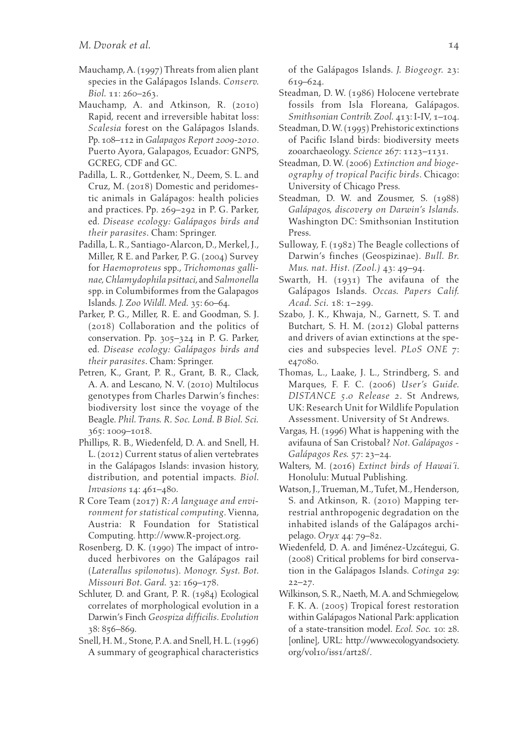Mauchamp, A. (1997) Threats from alien plant species in the Galápagos Islands. *Conserv. Biol.* 11: 260–263.

Mauchamp, A. and Atkinson, R. (2010) Rapid, recent and irreversible habitat loss: *Scalesia* forest on the Galápagos Islands. Pp. 108–112 in *Galapagos Report 2009-2010*. Puerto Ayora, Galapagos, Ecuador: GNPS, GCREG, CDF and GC.

Padilla, L. R., Gottdenker, N., Deem, S. L. and Cruz, M. (2018) Domestic and peridomestic animals in Galápagos: health policies and practices. Pp. 269–292 in P. G. Parker, ed. *Disease ecology: Galápagos birds and their parasites*. Cham: Springer.

Padilla, L. R., Santiago-Alarcon, D., Merkel, J., Miller, R E. and Parker, P. G. (2004) Survey for *Haemoproteus* spp., *Trichomonas gallinae*, *Chlamydophila psittaci*, and *Salmonella* spp. in Columbiformes from the Galapagos Islands. *J. Zoo Wildl. Med.* 35: 60–64.

Parker, P. G., Miller, R. E. and Goodman, S. J. (2018) Collaboration and the politics of conservation. Pp. 305–324 in P. G. Parker, ed. *Disease ecology: Galápagos birds and their parasites*. Cham: Springer.

Petren, K., Grant, P. R., Grant, B. R., Clack, A. A. and Lescano, N. V. (2010) Multilocus genotypes from Charles Darwin's finches: biodiversity lost since the voyage of the Beagle. *Phil. Trans. R. Soc. Lond. B Biol. Sci.* 365: 1009–1018.

Phillips, R. B., Wiedenfeld, D. A. and Snell, H. L. (2012) Current status of alien vertebrates in the Galápagos Islands: invasion history, distribution, and potential impacts. *Biol. Invasions* 14: 461–480.

R Core Team (2017) *R: A language and environment for statistical computing.* Vienna, Austria: R Foundation for Statistical Computing. http://www.R-project.org.

Rosenberg, D. K. (1990) The impact of introduced herbivores on the Galápagos rail (*Laterallus spilonotus*). *Monogr. Syst. Bot. Missouri Bot. Gard.* 32: 169–178.

Schluter, D. and Grant, P. R. (1984) Ecological correlates of morphological evolution in a Darwin's Finch *Geospiza difficilis*. *Evolution* 38: 856–869.

Snell, H. M., Stone, P. A. and Snell, H. L. (1996) A summary of geographical characteristics of the Galápagos Islands. *J. Biogeogr.* 23: 619–624.

Steadman, D. W. (1986) Holocene vertebrate fossils from Isla Floreana, Galápagos. *Smithsonian Contrib. Zool.* 413: I-IV, 1–104.

Steadman, D. W. (1995) Prehistoric extinctions of Pacific Island birds: biodiversity meets zooarchaeology. *Science* 267: 1123–1131.

Steadman, D. W. (2006) *Extinction and biogeography of tropical Pacific birds*. Chicago: University of Chicago Press.

Steadman, D. W. and Zousmer, S. (1988) *Galápagos, discovery on Darwin's Islands.* Washington DC: Smithsonian Institution Press.

Sulloway, F. (1982) The Beagle collections of Darwin's finches (Geospizinae). *Bull. Br. Mus. nat. Hist. (Zool.)* 43: 49–94.

Swarth, H. (1931) The avifauna of the Galápagos Islands. *Occas. Papers Calif. Acad. Sci.* 18: 1–299.

Szabo, J. K., Khwaja, N., Garnett, S. T. and Butchart, S. H. M. (2012) Global patterns and drivers of avian extinctions at the species and subspecies level. *PLoS ONE* 7: e47080.

Thomas, L., Laake, J. L., Strindberg, S. and Marques, F. F. C. (2006) *User's Guide. DISTANCE 5.0 Release 2*. St Andrews, UK: Research Unit for Wildlife Population Assessment. University of St Andrews.

Vargas, H. (1996) What is happening with the avifauna of San Cristobal? *Not. Galápagos - Galápagos Res.* 57: 23–24.

Walters, M. (2016) *Extinct birds of Hawai'i.* Honolulu: Mutual Publishing.

Watson, J., Trueman, M., Tufet, M., Henderson, S. and Atkinson, R. (2010) Mapping terrestrial anthropogenic degradation on the inhabited islands of the Galápagos archipelago. *Oryx* 44: 79–82.

Wiedenfeld, D. A. and Jiménez-Uzcátegui, G. (2008) Critical problems for bird conservation in the Galápagos Islands. *Cotinga* 29: 22–27.

Wilkinson, S. R., Naeth, M. A. and Schmiegelow, F. K. A. (2005) Tropical forest restoration within Galápagos National Park: application of a state-transition model. *Ecol. Soc.* 10: 28. [online], URL: http://www.ecologyandsociety.org/vol10/iss1/art28/.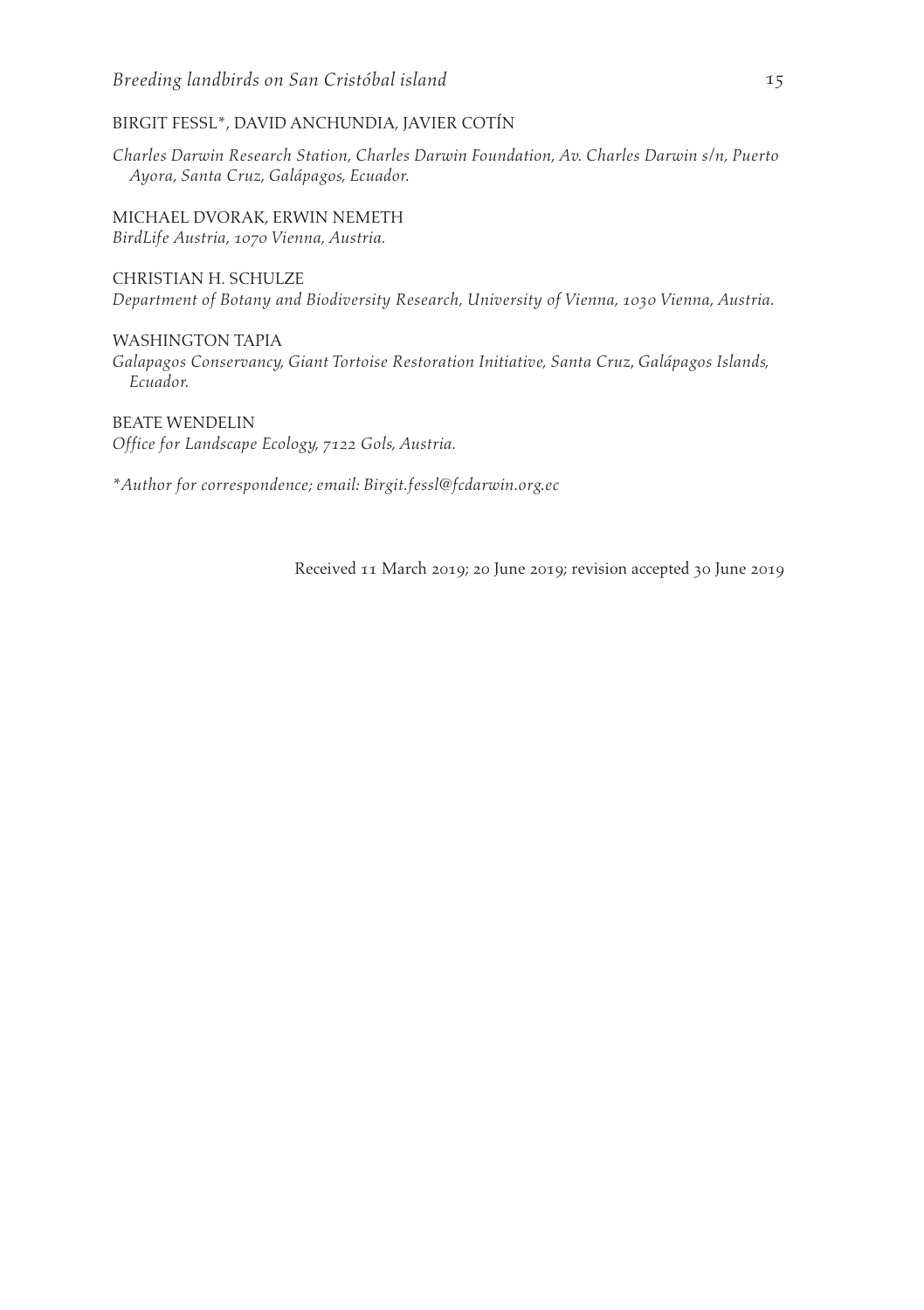BIRGIT FESSL*, DAVID ANCHUNDIA, JAVIER COTÍN

*Charles Darwin Research Station, Charles Darwin Foundation, Av. Charles Darwin s/n, Puerto Ayora, Santa Cruz, Galápagos, Ecuador.*

MICHAEL DVORAK, ERWIN NEMETH

*BirdLife Austria, 1070 Vienna, Austria.*

CHRISTIAN H. SCHULZE

*Department of Botany and Biodiversity Research, University of Vienna, 1030 Vienna, Austria.*

WASHINGTON TAPIA

*Galapagos Conservancy, Giant Tortoise Restoration Initiative, Santa Cruz, Galápagos Islands, Ecuador.*

BEATE WENDELIN

*Office for Landscape Ecology, 7122 Gols, Austria.*

**Author for correspondence; email: Birgit.fessl@fcdarwin.org.ec*

Received 11 March 2019; 20 June 2019; revision accepted 30 June 2019